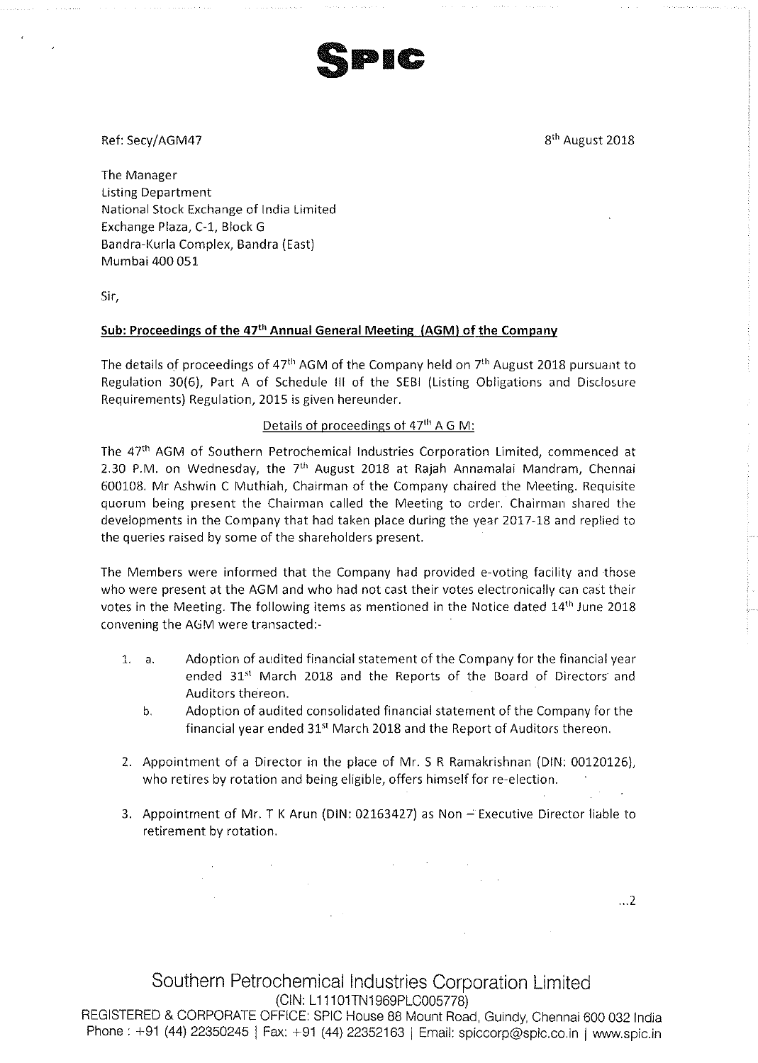SPIC

Ref: Secy/AGM47

8th August 2018

The Manager
Listing Department
National Stock Exchange of India Limited
Exchange Plaza, C-1, Block G
Bandra-Kurla Complex, Bandra (East)
Mumbai 400 051

Sir,

**Sub: Proceedings of the 47th Annual General Meeting (AGM) of the Company**

The details of proceedings of 47th AGM of the Company held on 7th August 2018 pursuant to Regulation 30(6), Part A of Schedule III of the SEBI (Listing Obligations and Disclosure Requirements) Regulation, 2015 is given hereunder.

Details of proceedings of 47th A G M:

The 47th AGM of Southern Petrochemical Industries Corporation Limited, commenced at 2.30 P.M. on Wednesday, the 7th August 2018 at Rajah Annamalai Mandram, Chennai 600108. Mr Ashwin C Muthiah, Chairman of the Company chaired the Meeting. Requisite quorum being present the Chairman called the Meeting to order. Chairman shared the developments in the Company that had taken place during the year 2017-18 and replied to the queries raised by some of the shareholders present.

The Members were informed that the Company had provided e-voting facility and those who were present at the AGM and who had not cast their votes electronically can cast their votes in the Meeting. The following items as mentioned in the Notice dated 14th June 2018 convening the AGM were transacted:-

1. a. Adoption of audited financial statement of the Company for the financial year ended 31st March 2018 and the Reports of the Board of Directors and Auditors thereon.

   b. Adoption of audited consolidated financial statement of the Company for the financial year ended 31st March 2018 and the Report of Auditors thereon.

2. Appointment of a Director in the place of Mr. S R Ramakrishnan (DIN: 00120126), who retires by rotation and being eligible, offers himself for re-election.

3. Appointment of Mr. T K Arun (DIN: 02163427) as Non – Executive Director liable to retirement by rotation.

...2

Southern Petrochemical Industries Corporation Limited
(CIN: L11101TN1969PLC005778)
REGISTERED & CORPORATE OFFICE: SPIC House 88 Mount Road, Guindy, Chennai 600 032 India
Phone : +91 (44) 22350245 | Fax: +91 (44) 22352163 | Email: spiccorp@spic.co.in | www.spic.in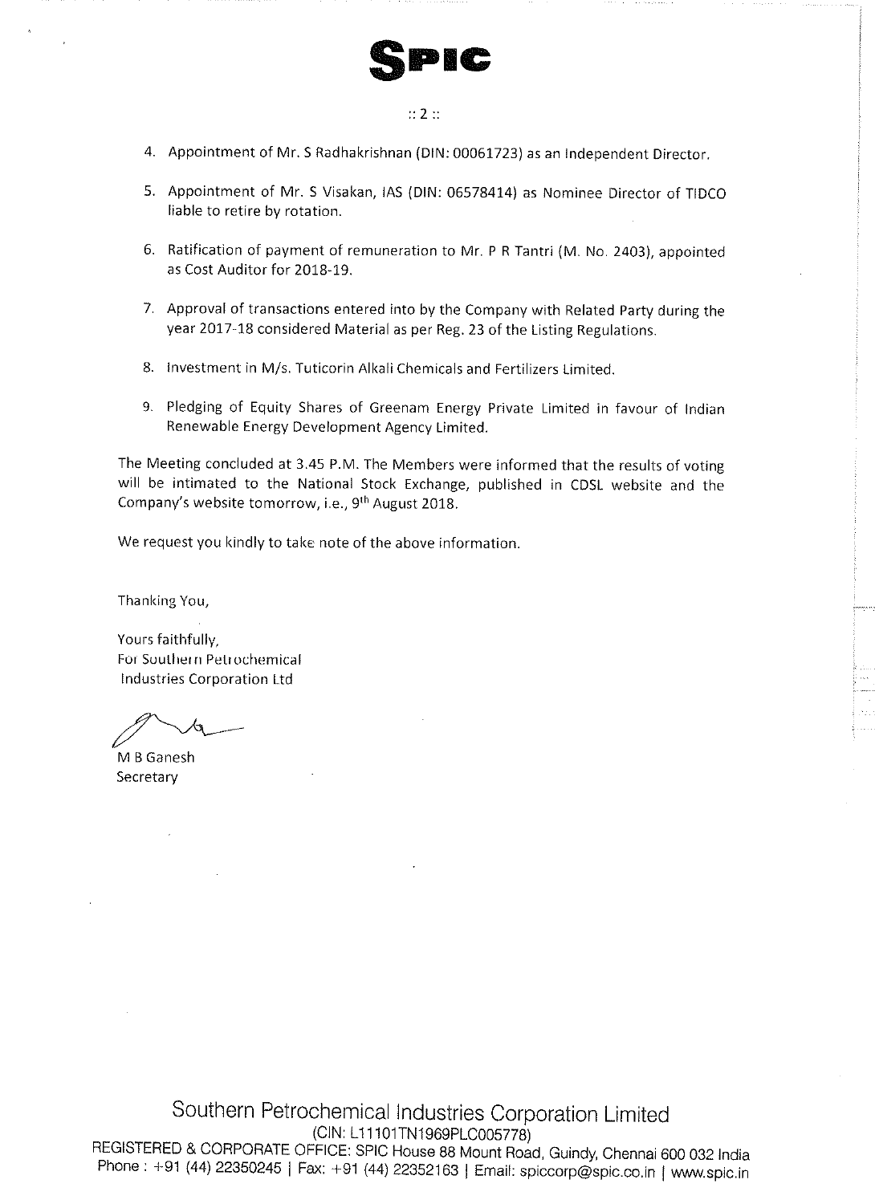4. Appointment of Mr. S Radhakrishnan (DIN: 00061723) as an Independent Director.

5. Appointment of Mr. S Visakan, IAS (DIN: 06578414) as Nominee Director of TIDCO liable to retire by rotation.

6. Ratification of payment of remuneration to Mr. P R Tantri (M. No. 2403), appointed as Cost Auditor for 2018-19.

7. Approval of transactions entered into by the Company with Related Party during the year 2017-18 considered Material as per Reg. 23 of the Listing Regulations.

8. Investment in M/s. Tuticorin Alkali Chemicals and Fertilizers Limited.

9. Pledging of Equity Shares of Greenam Energy Private Limited in favour of Indian Renewable Energy Development Agency Limited.

The Meeting concluded at 3.45 P.M. The Members were informed that the results of voting will be intimated to the National Stock Exchange, published in CDSL website and the Company's website tomorrow, i.e., 9th August 2018.

We request you kindly to take note of the above information.

Thanking You,

Yours faithfully,
For Southern Petrochemical
Industries Corporation Ltd

M B Ganesh
Secretary

Southern Petrochemical Industries Corporation Limited
(CIN: L11101TN1969PLC005778)
REGISTERED & CORPORATE OFFICE: SPIC House 88 Mount Road, Guindy, Chennai 600 032 India
Phone : +91 (44) 22350245 | Fax: +91 (44) 22352163 | Email: spiccorp@spic.co.in | www.spic.in